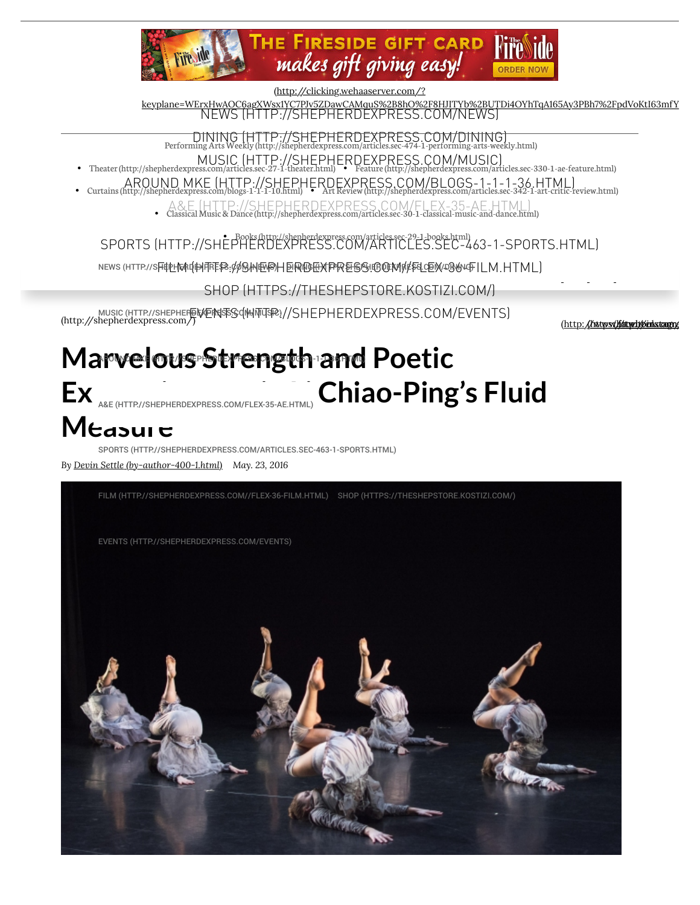# Marvelous Strength and Poetic Ex... Chiao-Ping's Fluid Measure

By Devin Settle (by-author-400-1.html) May. 23, 2016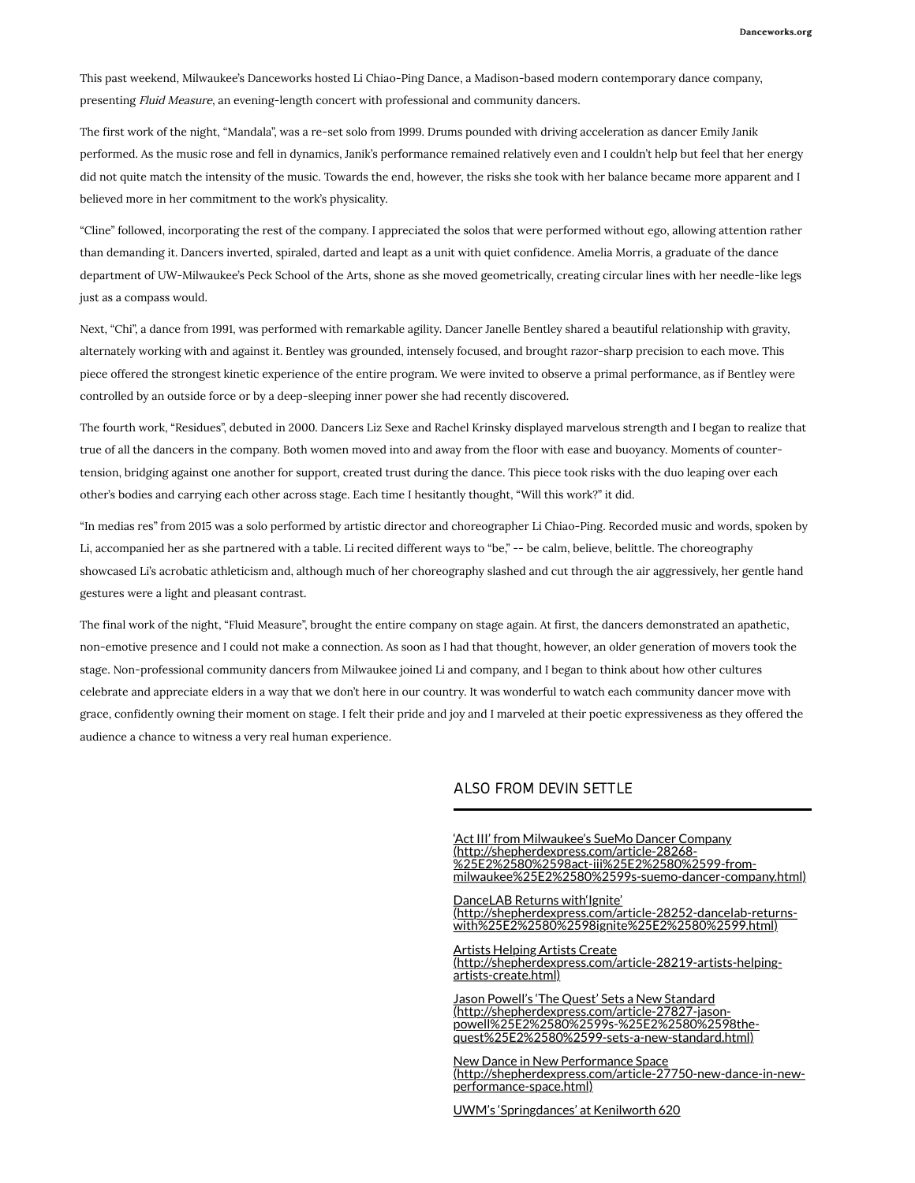This past weekend, Milwaukee's Danceworks hosted Li Chiao-Ping Dance, a Madison-based modern contemporary dance company, presenting *Fluid Measure*, an evening-length concert with professional and community dancers.

The first work of the night, "Mandala", was a re-set solo from 1999. Drums pounded with driving acceleration as dancer Emily Janik performed. As the music rose and fell in dynamics, Janik's performance remained relatively even and I couldn't help but feel that her energy did not quite match the intensity of the music. Towards the end, however, the risks she took with her balance became more apparent and I believed more in her commitment to the work's physicality.

"Cline" followed, incorporating the rest of the company. I appreciated the solos that were performed without ego, allowing attention rather than demanding it. Dancers inverted, spiraled, darted and leapt as a unit with quiet confidence. Amelia Morris, a graduate of the dance department of UW-Milwaukee's Peck School of the Arts, shone as she moved geometrically, creating circular lines with her needle-like legs just as a compass would.

Next, "Chi", a dance from 1991, was performed with remarkable agility. Dancer Janelle Bentley shared a beautiful relationship with gravity, alternately working with and against it. Bentley was grounded, intensely focused, and brought razor-sharp precision to each move. This piece offered the strongest kinetic experience of the entire program. We were invited to observe a primal performance, as if Bentley were controlled by an outside force or by a deep-sleeping inner power she had recently discovered.

The fourth work, "Residues", debuted in 2000. Dancers Liz Sexe and Rachel Krinsky displayed marvelous strength and I began to realize that true of all the dancers in the company. Both women moved into and away from the floor with ease and buoyancy. Moments of counter-tension, bridging against one another for support, created trust during the dance. This piece took risks with the duo leaping over each other's bodies and carrying each other across stage. Each time I hesitantly thought, "Will this work?" it did.

"In medias res" from 2015 was a solo performed by artistic director and choreographer Li Chiao-Ping. Recorded music and words, spoken by Li, accompanied her as she partnered with a table. Li recited different ways to "be," -- be calm, believe, belittle. The choreography showcased Li's acrobatic athleticism and, although much of her choreography slashed and cut through the air aggressively, her gentle hand gestures were a light and pleasant contrast.

The final work of the night, "Fluid Measure", brought the entire company on stage again. At first, the dancers demonstrated an apathetic, non-emotive presence and I could not make a connection. As soon as I had that thought, however, an older generation of movers took the stage. Non-professional community dancers from Milwaukee joined Li and company, and I began to think about how other cultures celebrate and appreciate elders in a way that we don't here in our country. It was wonderful to watch each community dancer move with grace, confidently owning their moment on stage. I felt their pride and joy and I marveled at their poetic expressiveness as they offered the audience a chance to witness a very real human experience.

## ALSO FROM DEVIN SETTLE

'Act III' from Milwaukee's SueMo Dancer Company (http://shepherdexpress.com/article-28268-%25E2%2580%2598act-iii%25E2%2580%2599-from-milwaukee%25E2%2580%2599s-suemo-dancer-company.html)

DanceLAB Returns with'Ignite' (http://shepherdexpress.com/article-28252-dancelab-returns-with%25E2%2580%2598ignite%25E2%2580%2599.html)

Artists Helping Artists Create (http://shepherdexpress.com/article-28219-artists-helping-artists-create.html)

Jason Powell's 'The Quest' Sets a New Standard (http://shepherdexpress.com/article-27827-jason-powell%25E2%2580%2599s-%25E2%2580%2598the-quest%25E2%2580%2599-sets-a-new-standard.html)

New Dance in New Performance Space (http://shepherdexpress.com/article-27750-new-dance-in-new-performance-space.html)

UWM's 'Springdances' at Kenilworth 620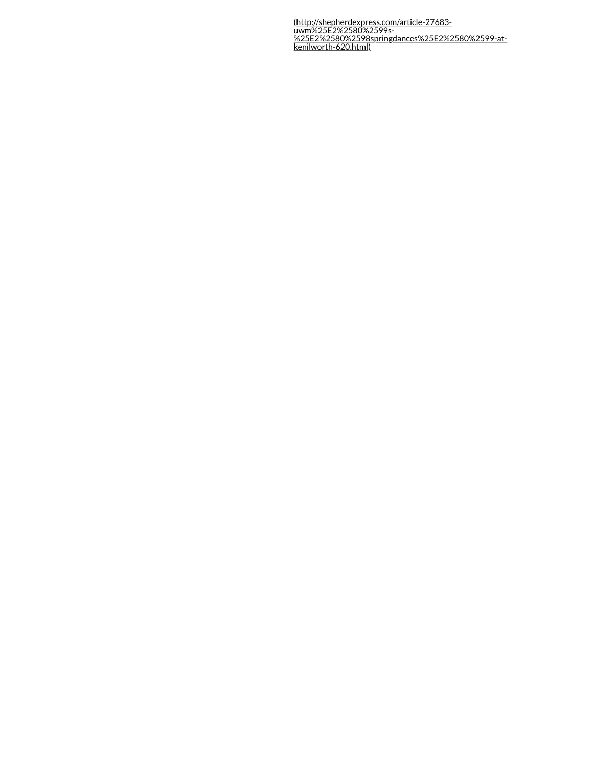(http://shepherdexpress.com/article-27683-uwm%25E2%2580%2599s-%25E2%2580%2598springdances%25E2%2580%2599-at-kenilworth-620.html)